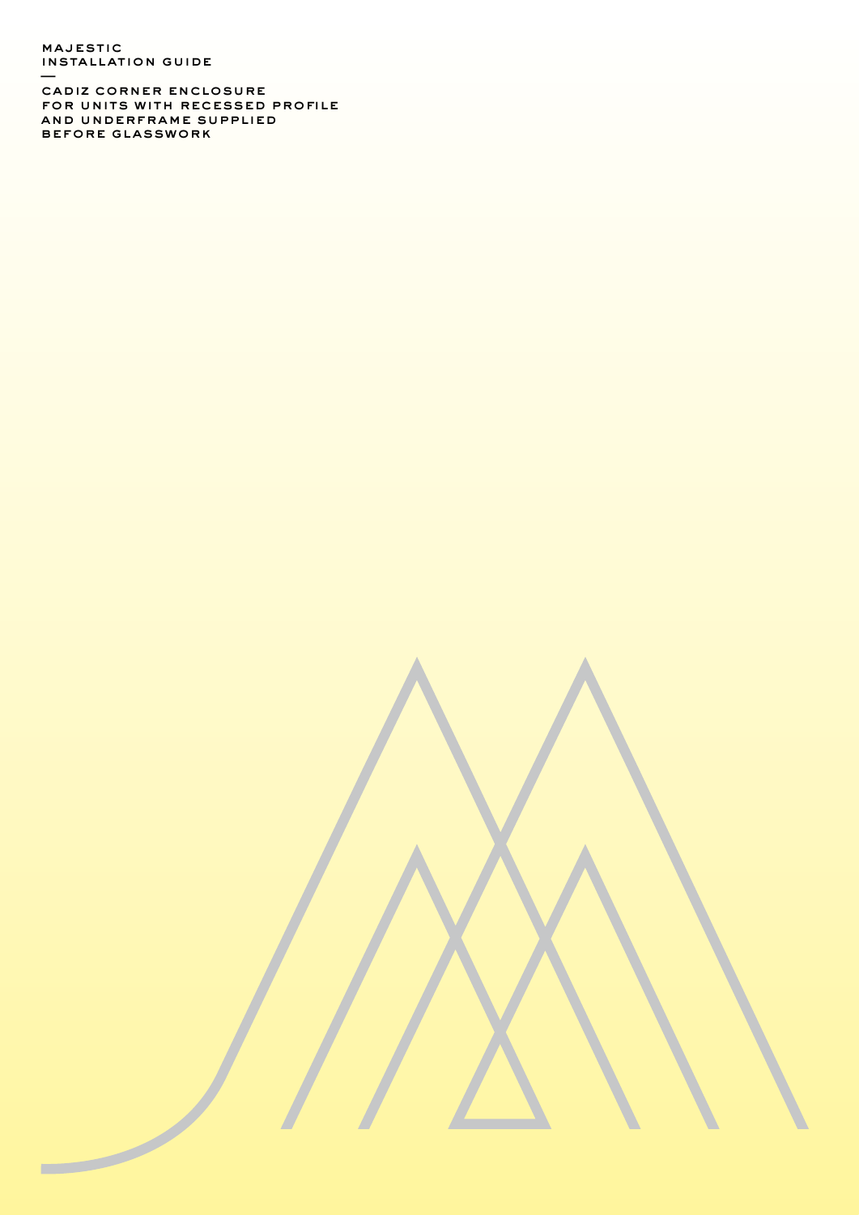MAJESTIC
INSTALLATION GUIDE

—

CADIZ CORNER ENCLOSURE
FOR UNITS WITH RECESSED PROFILE
AND UNDERFRAME SUPPLIED
BEFORE GLASSWORK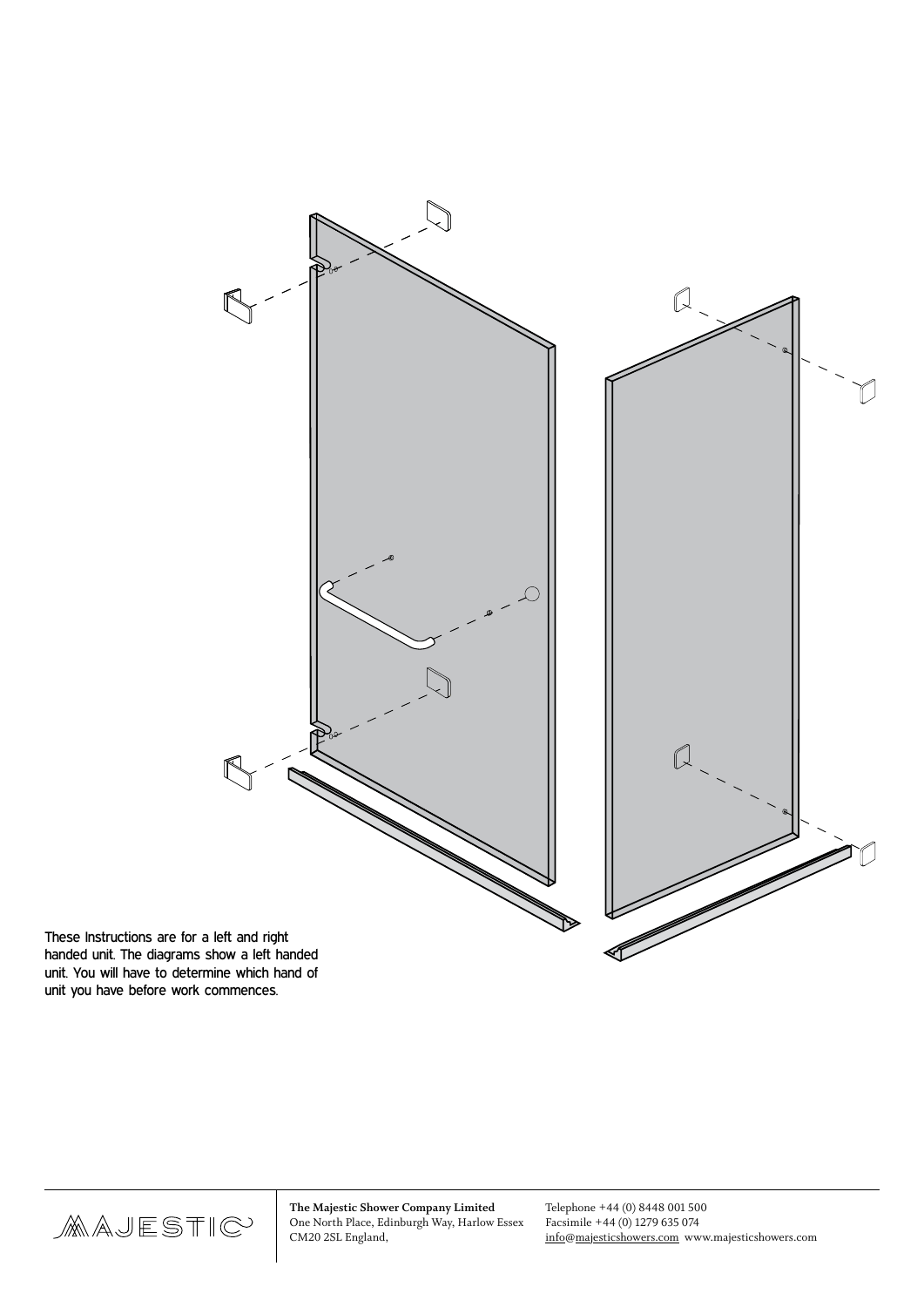These Instructions are for a left and right handed unit. The diagrams show a left handed unit. You will have to determine which hand of unit you have before work commences.

**The Majestic Shower Company Limited**
One North Place, Edinburgh Way, Harlow Essex
CM20 2SL England,

Telephone +44 (0) 8448 001 500
Facsimile +44 (0) 1279 635 074
info@majesticshowers.com www.majesticshowers.com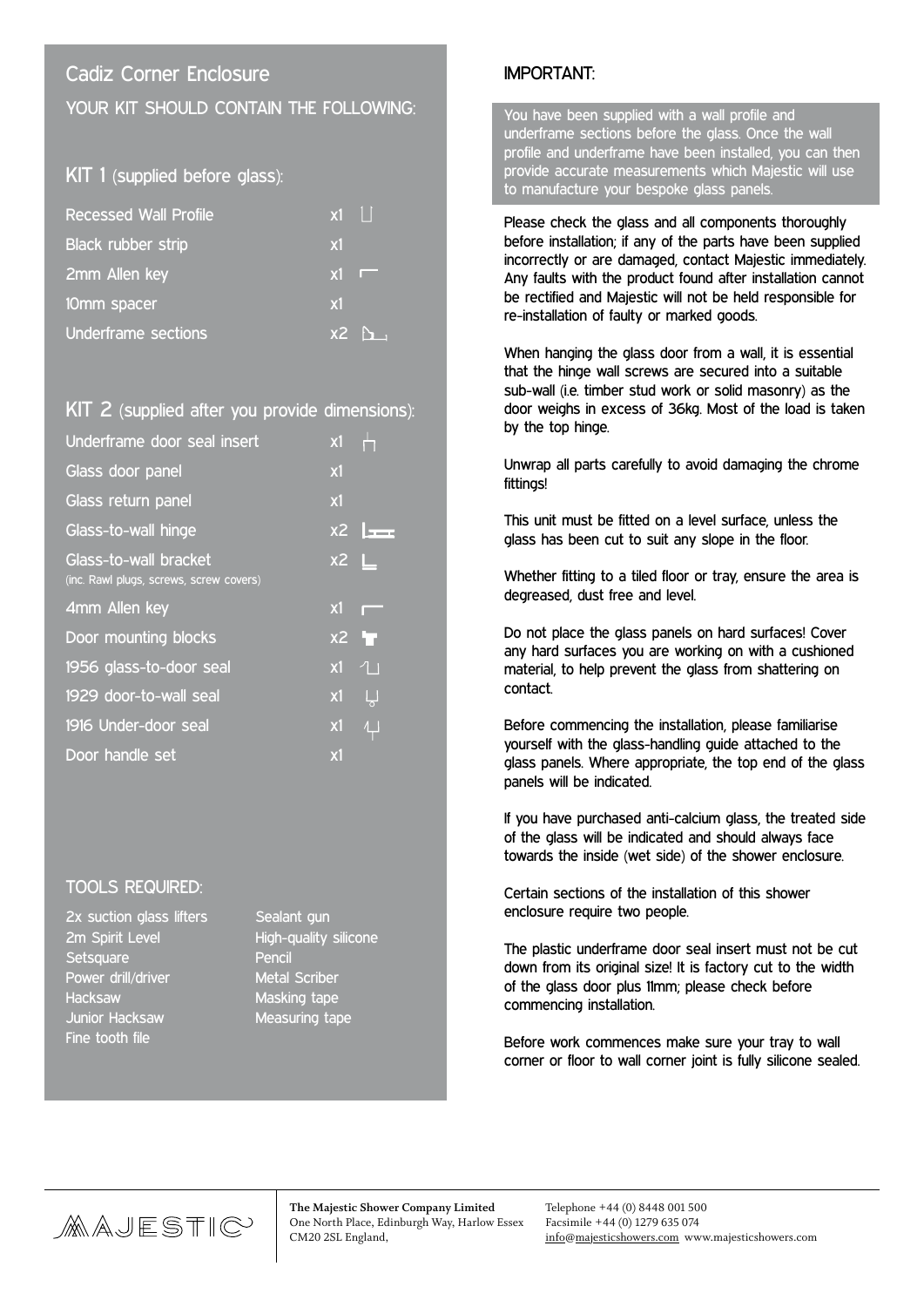## Cadiz Corner Enclosure

### YOUR KIT SHOULD CONTAIN THE FOLLOWING:

### KIT 1 (supplied before glass):

| Item | Qty |
|---|---|
| Recessed Wall Profile | x1 |
| Black rubber strip | x1 |
| 2mm Allen key | x1 |
| 10mm spacer | x1 |
| Underframe sections | x2 |

### KIT 2 (supplied after you provide dimensions):

| Item | Qty |
|---|---|
| Underframe door seal insert | x1 |
| Glass door panel | x1 |
| Glass return panel | x1 |
| Glass-to-wall hinge | x2 |
| Glass-to-wall bracket (inc. Rawl plugs, screws, screw covers) | x2 |
| 4mm Allen key | x1 |
| Door mounting blocks | x2 |
| 1956 glass-to-door seal | x1 |
| 1929 door-to-wall seal | x1 |
| 1916 Under-door seal | x1 |
| Door handle set | x1 |

### TOOLS REQUIRED:

- 2x suction glass lifters
- 2m Spirit Level
- Setsquare
- Power drill/driver
- Hacksaw
- Junior Hacksaw
- Fine tooth file
- Sealant gun
- High-quality silicone
- Pencil
- Metal Scriber
- Masking tape
- Measuring tape

### IMPORTANT:

You have been supplied with a wall profile and underframe sections before the glass. Once the wall profile and underframe have been installed, you can then provide accurate measurements which Majestic will use to manufacture your bespoke glass panels.

Please check the glass and all components thoroughly before installation; if any of the parts have been supplied incorrectly or are damaged, contact Majestic immediately. Any faults with the product found after installation cannot be rectified and Majestic will not be held responsible for re-installation of faulty or marked goods.

When hanging the glass door from a wall, it is essential that the hinge wall screws are secured into a suitable sub-wall (i.e. timber stud work or solid masonry) as the door weighs in excess of 36kg. Most of the load is taken by the top hinge.

Unwrap all parts carefully to avoid damaging the chrome fittings!

This unit must be fitted on a level surface, unless the glass has been cut to suit any slope in the floor.

Whether fitting to a tiled floor or tray, ensure the area is degreased, dust free and level.

Do not place the glass panels on hard surfaces! Cover any hard surfaces you are working on with a cushioned material, to help prevent the glass from shattering on contact.

Before commencing the installation, please familiarise yourself with the glass-handling guide attached to the glass panels. Where appropriate, the top end of the glass panels will be indicated.

If you have purchased anti-calcium glass, the treated side of the glass will be indicated and should always face towards the inside (wet side) of the shower enclosure.

Certain sections of the installation of this shower enclosure require two people.

The plastic underframe door seal insert must not be cut down from its original size! It is factory cut to the width of the glass door plus 11mm; please check before commencing installation.

Before work commences make sure your tray to wall corner or floor to wall corner joint is fully silicone sealed.

MAJESTIC

**The Majestic Shower Company Limited**
One North Place, Edinburgh Way, Harlow Essex
CM20 2SL England,

Telephone +44 (0) 8448 001 500
Facsimile +44 (0) 1279 635 074
info@majesticshowers.com www.majesticshowers.com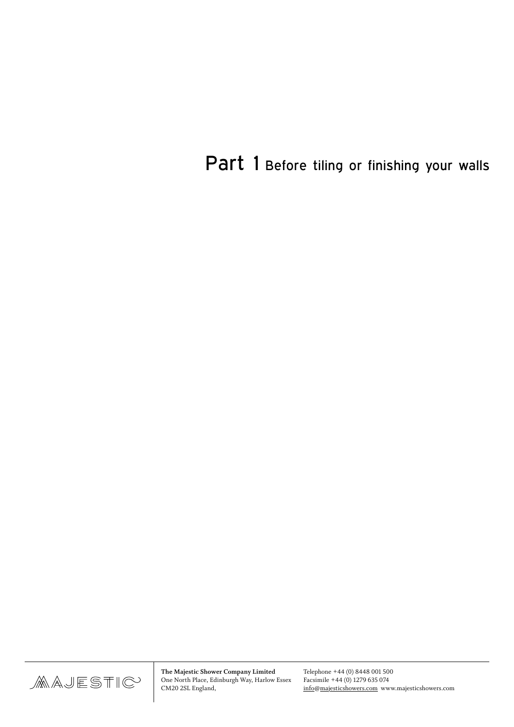# Part 1 Before tiling or finishing your walls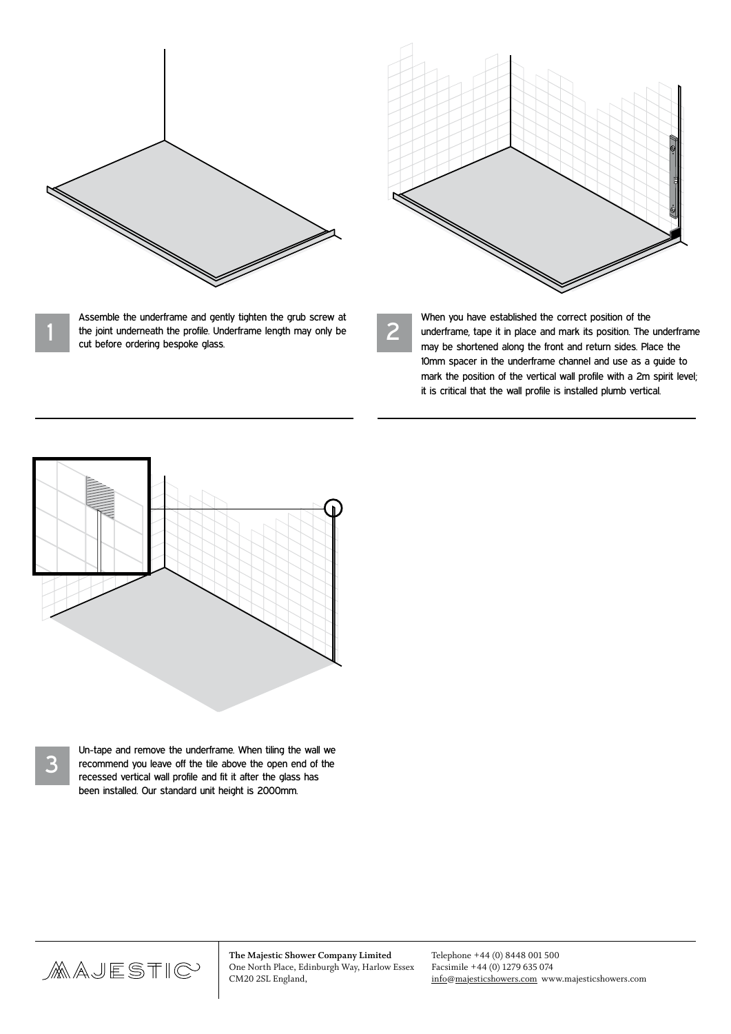1

Assemble the underframe and gently tighten the grub screw at the joint underneath the profile. Underframe length may only be cut before ordering bespoke glass.

2

When you have established the correct position of the underframe, tape it in place and mark its position. The underframe may be shortened along the front and return sides. Place the 10mm spacer in the underframe channel and use as a guide to mark the position of the vertical wall profile with a 2m spirit level; it is critical that the wall profile is installed plumb vertical.

3

Un-tape and remove the underframe. When tiling the wall we recommend you leave off the tile above the open end of the recessed vertical wall profile and fit it after the glass has been installed. Our standard unit height is 2000mm.

MAJESTIC

**The Majestic Shower Company Limited**
One North Place, Edinburgh Way, Harlow Essex
CM20 2SL England,

Telephone +44 (0) 8448 001 500
Facsimile +44 (0) 1279 635 074
info@majesticshowers.com www.majesticshowers.com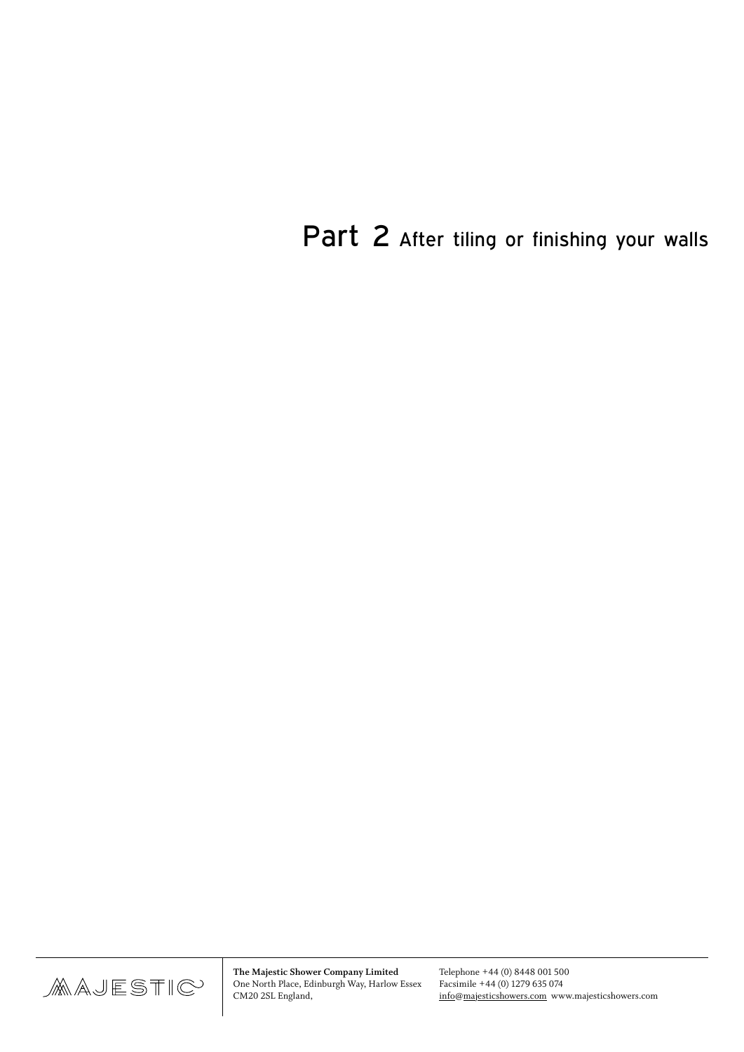# Part 2 After tiling or finishing your walls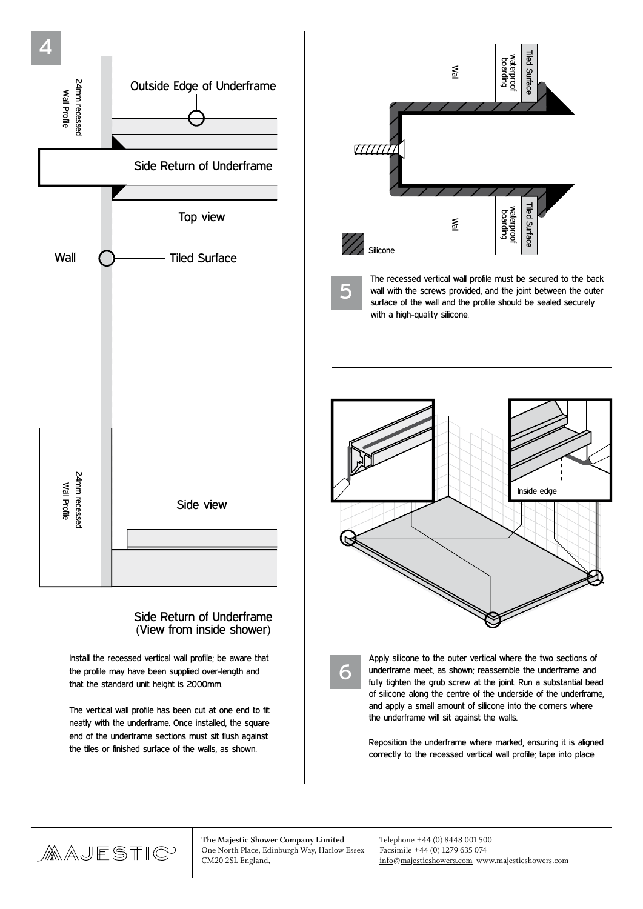## 4

24mm recessed Wall Profile

Outside Edge of Underframe

Side Return of Underframe

Top view

Wall

Tiled Surface

24mm recessed Wall Profile

Side view

Side Return of Underframe (View from inside shower)

Install the recessed vertical wall profile; be aware that the profile may have been supplied over-length and that the standard unit height is 2000mm.

The vertical wall profile has been cut at one end to fit neatly with the underframe. Once installed, the square end of the underframe sections must sit flush against the tiles or finished surface of the walls, as shown.

Wall

waterproof boarding

Tiled Surface

Silicone

## 5

The recessed vertical wall profile must be secured to the back wall with the screws provided, and the joint between the outer surface of the wall and the profile should be sealed securely with a high-quality silicone.

Inside edge

## 6

Apply silicone to the outer vertical where the two sections of underframe meet, as shown; reassemble the underframe and fully tighten the grub screw at the joint. Run a substantial bead of silicone along the centre of the underside of the underframe, and apply a small amount of silicone into the corners where the underframe will sit against the walls.

Reposition the underframe where marked, ensuring it is aligned correctly to the recessed vertical wall profile; tape into place.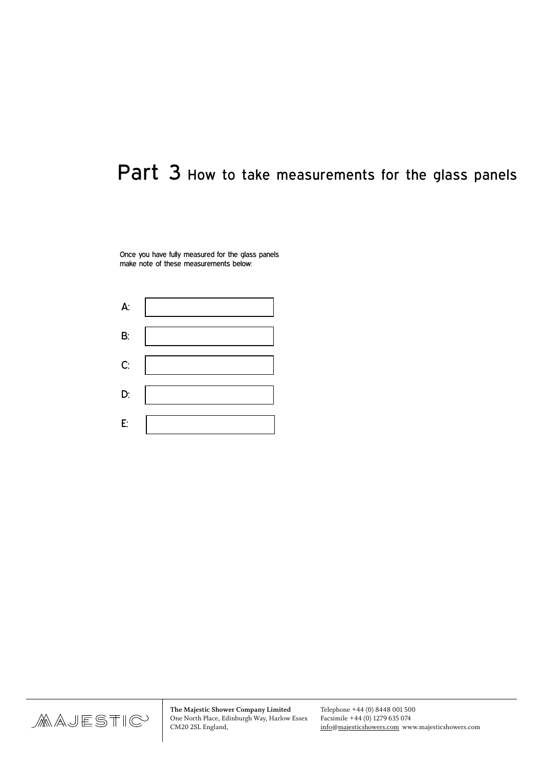# Part 3 How to take measurements for the glass panels

Once you have fully measured for the glass panels make note of these measurements below:

A:

B:

C:

D:

E:

**The Majestic Shower Company Limited**
One North Place, Edinburgh Way, Harlow Essex
CM20 2SL England,

Telephone +44 (0) 8448 001 500
Facsimile +44 (0) 1279 635 074
info@majesticshowers.com www.majesticshowers.com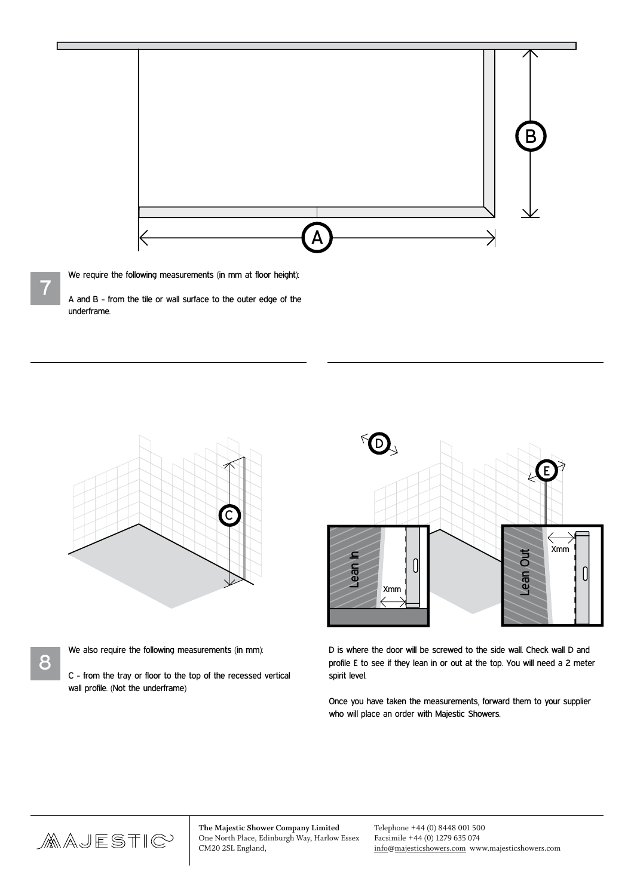7

We require the following measurements (in mm at floor height):

A and B - from the tile or wall surface to the outer edge of the underframe.

8

We also require the following measurements (in mm):

C - from the tray or floor to the top of the recessed vertical wall profile. (Not the underframe)

D is where the door will be screwed to the side wall. Check wall D and profile E to see if they lean in or out at the top. You will need a 2 meter spirit level.

Once you have taken the measurements, forward them to your supplier who will place an order with Majestic Showers.

**The Majestic Shower Company Limited**
One North Place, Edinburgh Way, Harlow Essex
CM20 2SL England,

Telephone +44 (0) 8448 001 500
Facsimile +44 (0) 1279 635 074
info@majesticshowers.com www.majesticshowers.com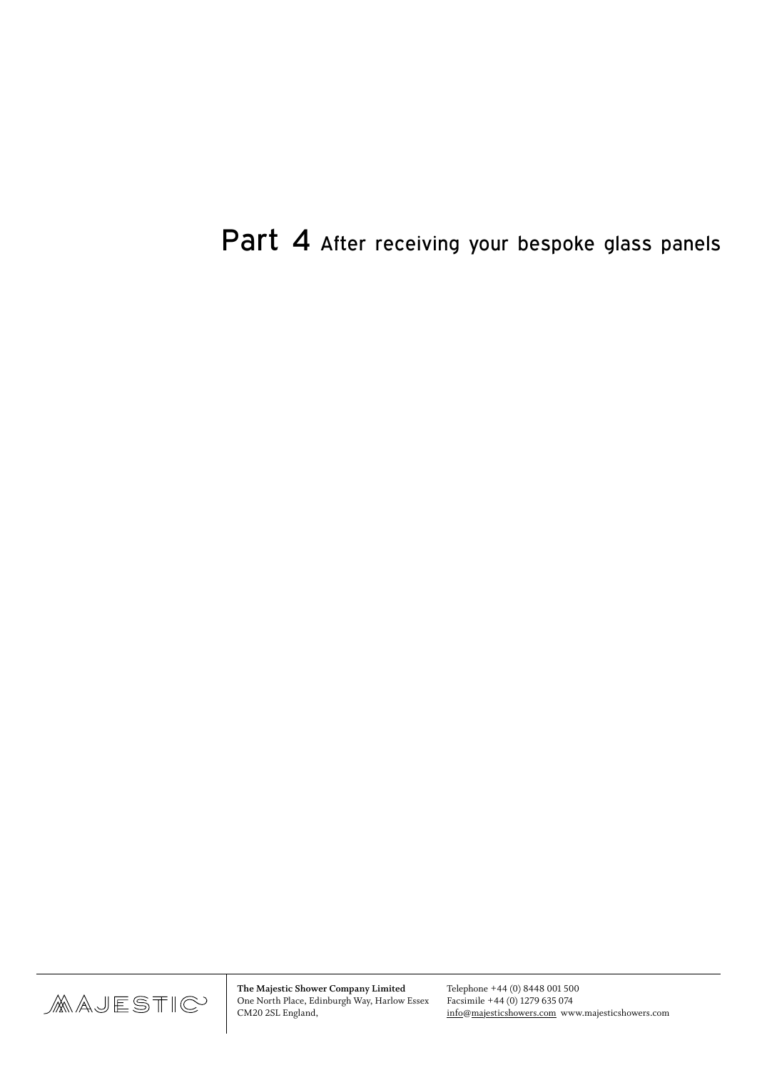# Part 4 After receiving your bespoke glass panels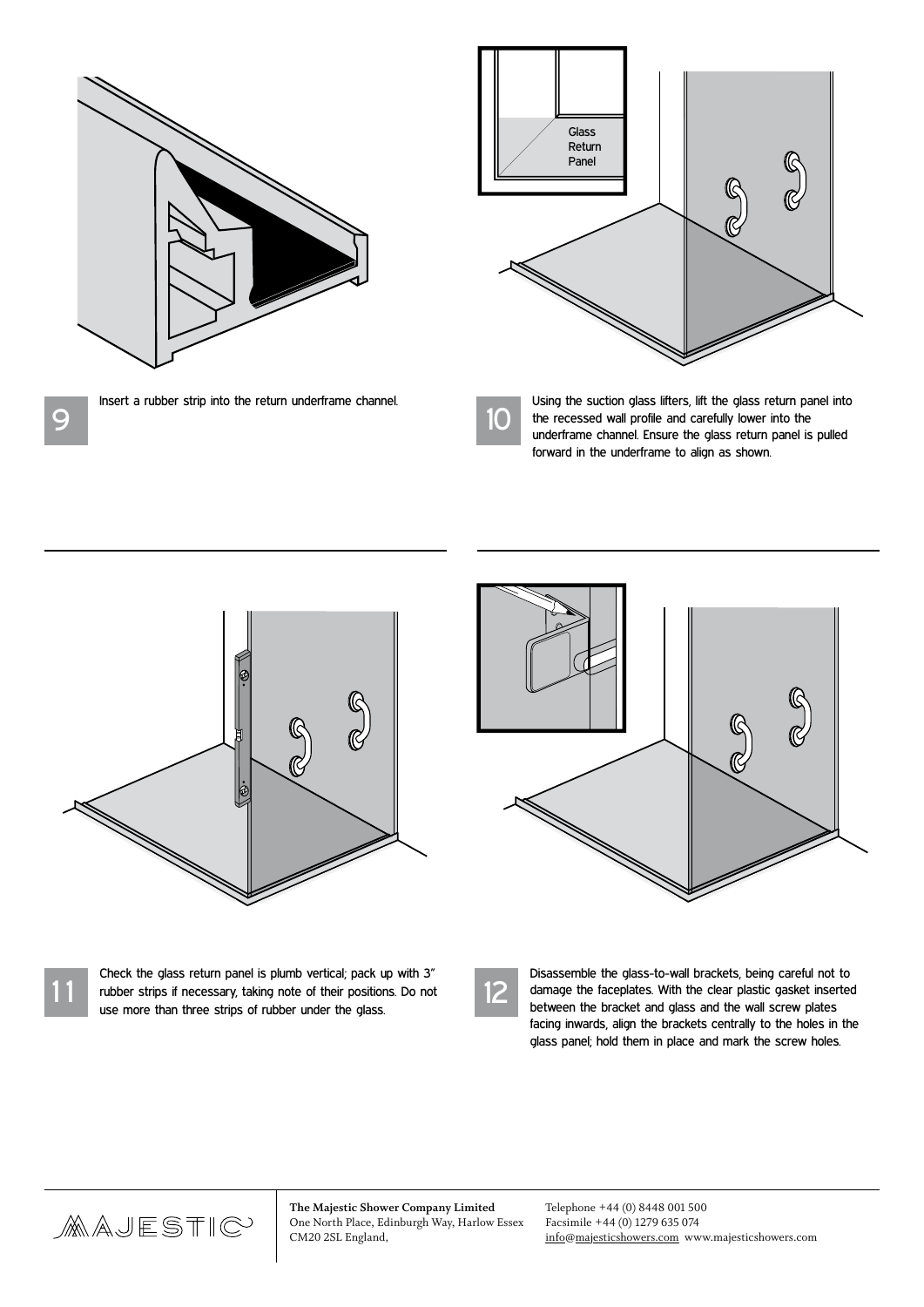Glass Return Panel

**9** Insert a rubber strip into the return underframe channel.

**10** Using the suction glass lifters, lift the glass return panel into the recessed wall profile and carefully lower into the underframe channel. Ensure the glass return panel is pulled forward in the underframe to align as shown.

**11** Check the glass return panel is plumb vertical; pack up with 3" rubber strips if necessary, taking note of their positions. Do not use more than three strips of rubber under the glass.

**12** Disassemble the glass-to-wall brackets, being careful not to damage the faceplates. With the clear plastic gasket inserted between the bracket and glass and the wall screw plates facing inwards, align the brackets centrally to the holes in the glass panel; hold them in place and mark the screw holes.

MAJESTIC

**The Majestic Shower Company Limited**
One North Place, Edinburgh Way, Harlow Essex
CM20 2SL England,

Telephone +44 (0) 8448 001 500
Facsimile +44 (0) 1279 635 074
info@majesticshowers.com www.majesticshowers.com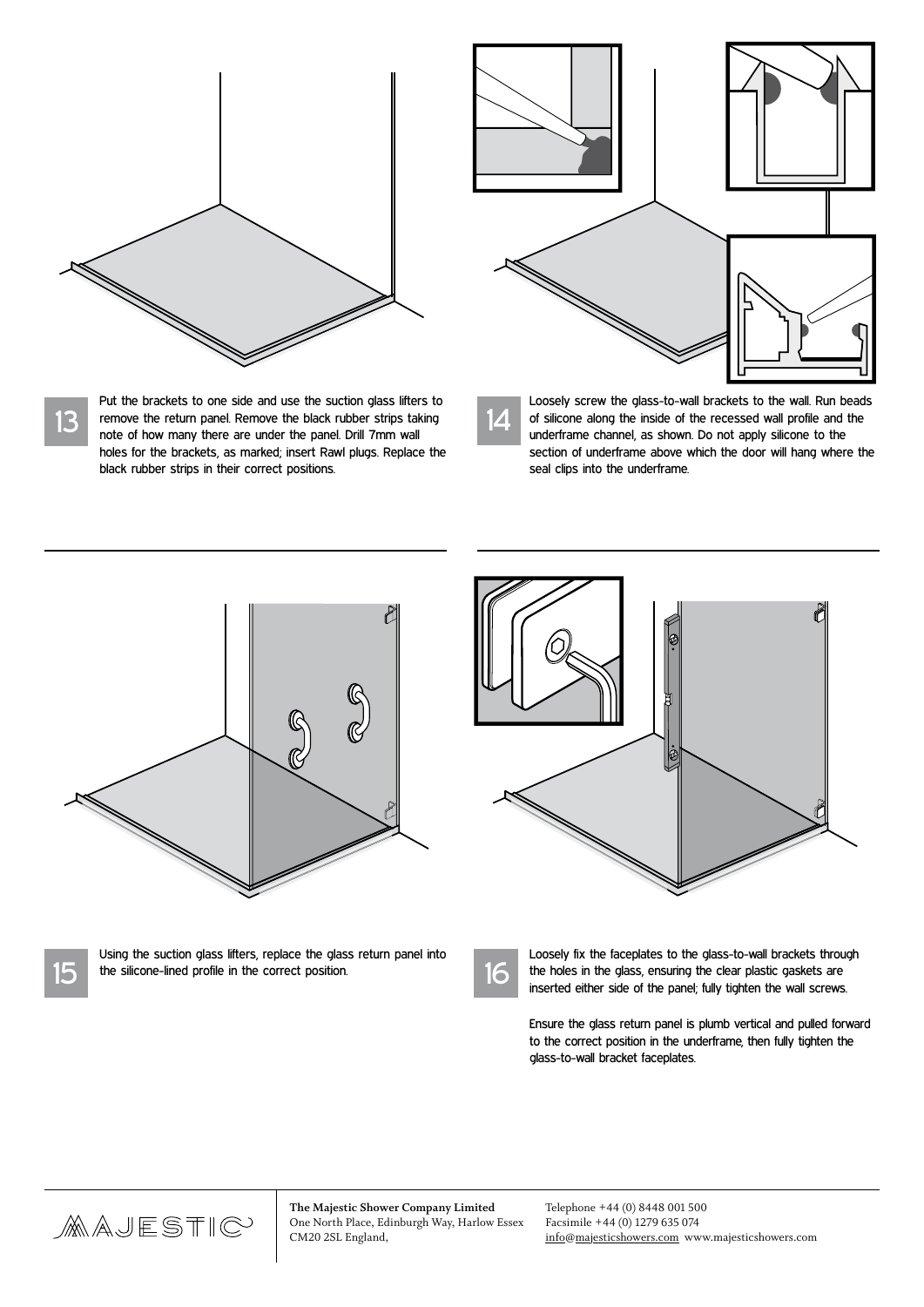**13** Put the brackets to one side and use the suction glass lifters to remove the return panel. Remove the black rubber strips taking note of how many there are under the panel. Drill 7mm wall holes for the brackets, as marked; insert Rawl plugs. Replace the black rubber strips in their correct positions.

**14** Loosely screw the glass-to-wall brackets to the wall. Run beads of silicone along the inside of the recessed wall profile and the underframe channel, as shown. Do not apply silicone to the section of underframe above which the door will hang where the seal clips into the underframe.

**15** Using the suction glass lifters, replace the glass return panel into the silicone-lined profile in the correct position.

**16** Loosely fix the faceplates to the glass-to-wall brackets through the holes in the glass, ensuring the clear plastic gaskets are inserted either side of the panel; fully tighten the wall screws.

Ensure the glass return panel is plumb vertical and pulled forward to the correct position in the underframe, then fully tighten the glass-to-wall bracket faceplates.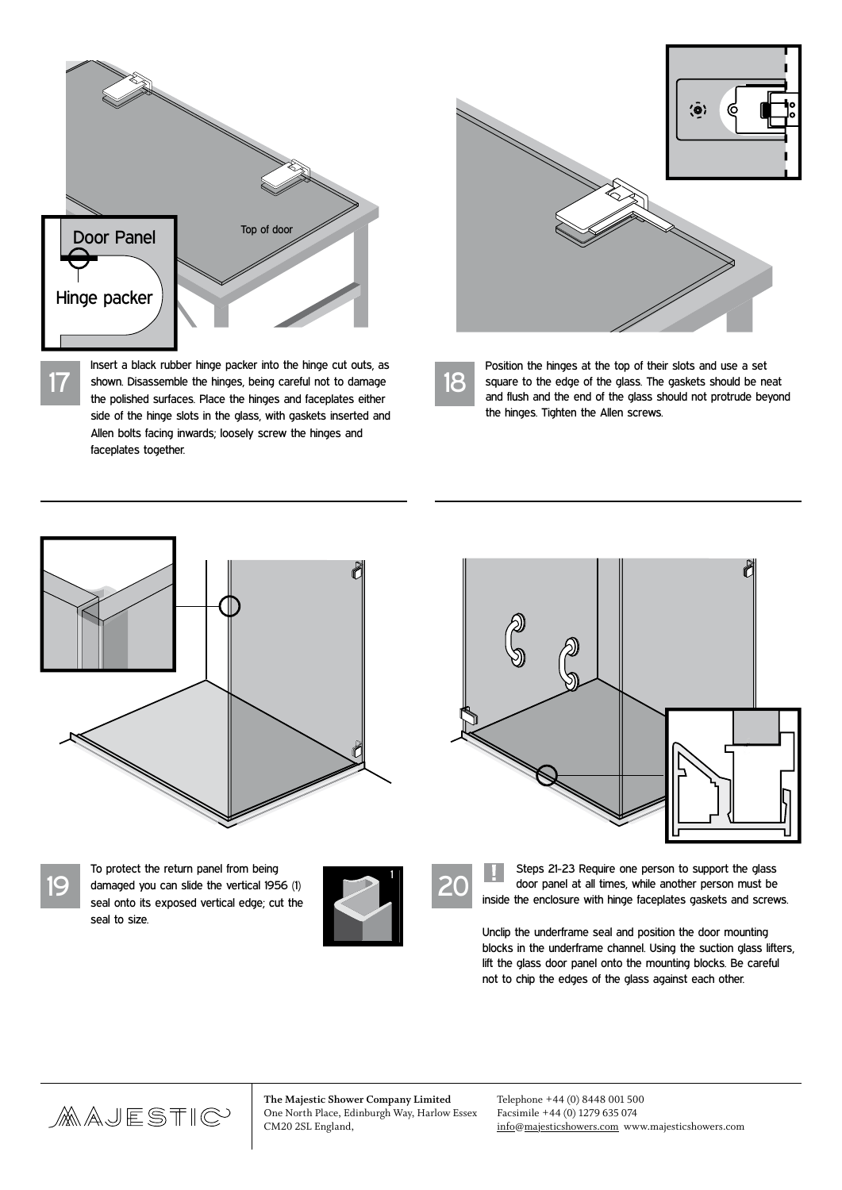Door Panel

Hinge packer

Top of door

**17** Insert a black rubber hinge packer into the hinge cut outs, as shown. Disassemble the hinges, being careful not to damage the polished surfaces. Place the hinges and faceplates either side of the hinge slots in the glass, with gaskets inserted and Allen bolts facing inwards; loosely screw the hinges and faceplates together.

**18** Position the hinges at the top of their slots and use a set square to the edge of the glass. The gaskets should be neat and flush and the end of the glass should not protrude beyond the hinges. Tighten the Allen screws.

---

**19** To protect the return panel from being damaged you can slide the vertical 1956 (1) seal onto its exposed vertical edge; cut the seal to size.

1

**20** **!** Steps 21-23 Require one person to support the glass door panel at all times, while another person must be inside the enclosure with hinge faceplates gaskets and screws.

Unclip the underframe seal and position the door mounting blocks in the underframe channel. Using the suction glass lifters, lift the glass door panel onto the mounting blocks. Be careful not to chip the edges of the glass against each other.

MAJESTIC

**The Majestic Shower Company Limited**
One North Place, Edinburgh Way, Harlow Essex
CM20 2SL England,

Telephone +44 (0) 8448 001 500
Facsimile +44 (0) 1279 635 074
info@majesticshowers.com www.majesticshowers.com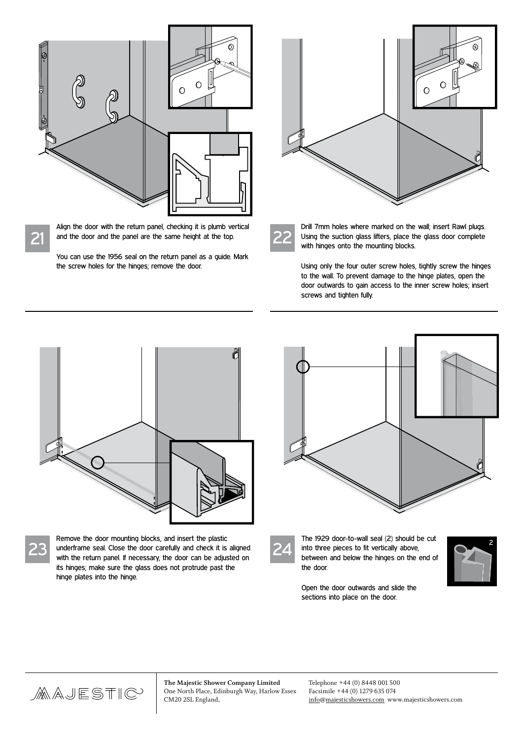**21** Align the door with the return panel, checking it is plumb vertical and the door and the panel are the same height at the top.

You can use the 1956 seal on the return panel as a guide. Mark the screw holes for the hinges; remove the door.

**22** Drill 7mm holes where marked on the wall; insert Rawl plugs. Using the suction glass lifters, place the glass door complete with hinges onto the mounting blocks.

Using only the four outer screw holes, tightly screw the hinges to the wall. To prevent damage to the hinge plates, open the door outwards to gain access to the inner screw holes; insert screws and tighten fully.

**23** Remove the door mounting blocks, and insert the plastic underframe seal. Close the door carefully and check it is aligned with the return panel. If necessary, the door can be adjusted on its hinges; make sure the glass does not protrude past the hinge plates into the hinge.

**24** The 1929 door-to-wall seal (2) should be cut into three pieces to fit vertically above, between and below the hinges on the end of the door.

Open the door outwards and slide the sections into place on the door.

**The Majestic Shower Company Limited**
One North Place, Edinburgh Way, Harlow Essex
CM20 2SL England,

Telephone +44 (0) 8448 001 500
Facsimile +44 (0) 1279 635 074
info@majesticshowers.com www.majesticshowers.com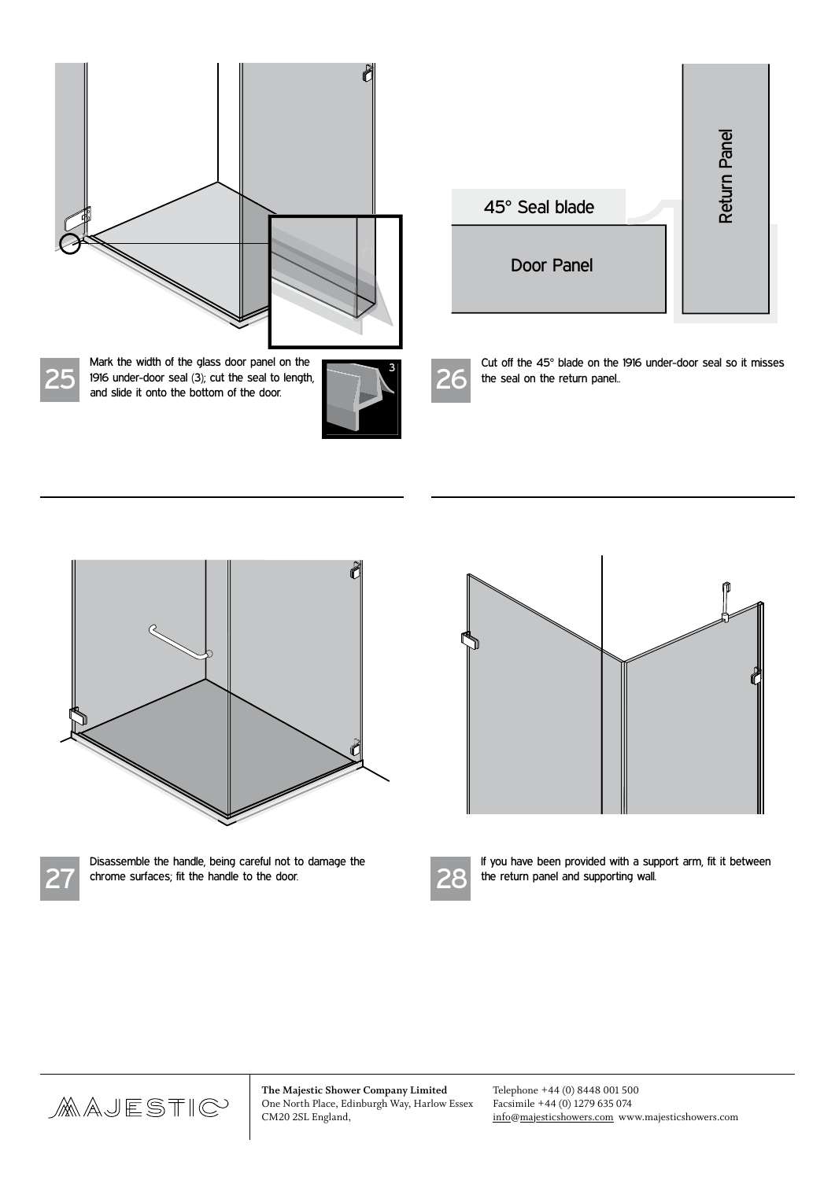25 Mark the width of the glass door panel on the 1916 under-door seal (3); cut the seal to length, and slide it onto the bottom of the door.

26 Cut off the 45° blade on the 1916 under-door seal so it misses the seal on the return panel..

27 Disassemble the handle, being careful not to damage the chrome surfaces; fit the handle to the door.

28 If you have been provided with a support arm, fit it between the return panel and supporting wall.

**The Majestic Shower Company Limited**
One North Place, Edinburgh Way, Harlow Essex
CM20 2SL England,

Telephone +44 (0) 8448 001 500
Facsimile +44 (0) 1279 635 074
info@majesticshowers.com www.majesticshowers.com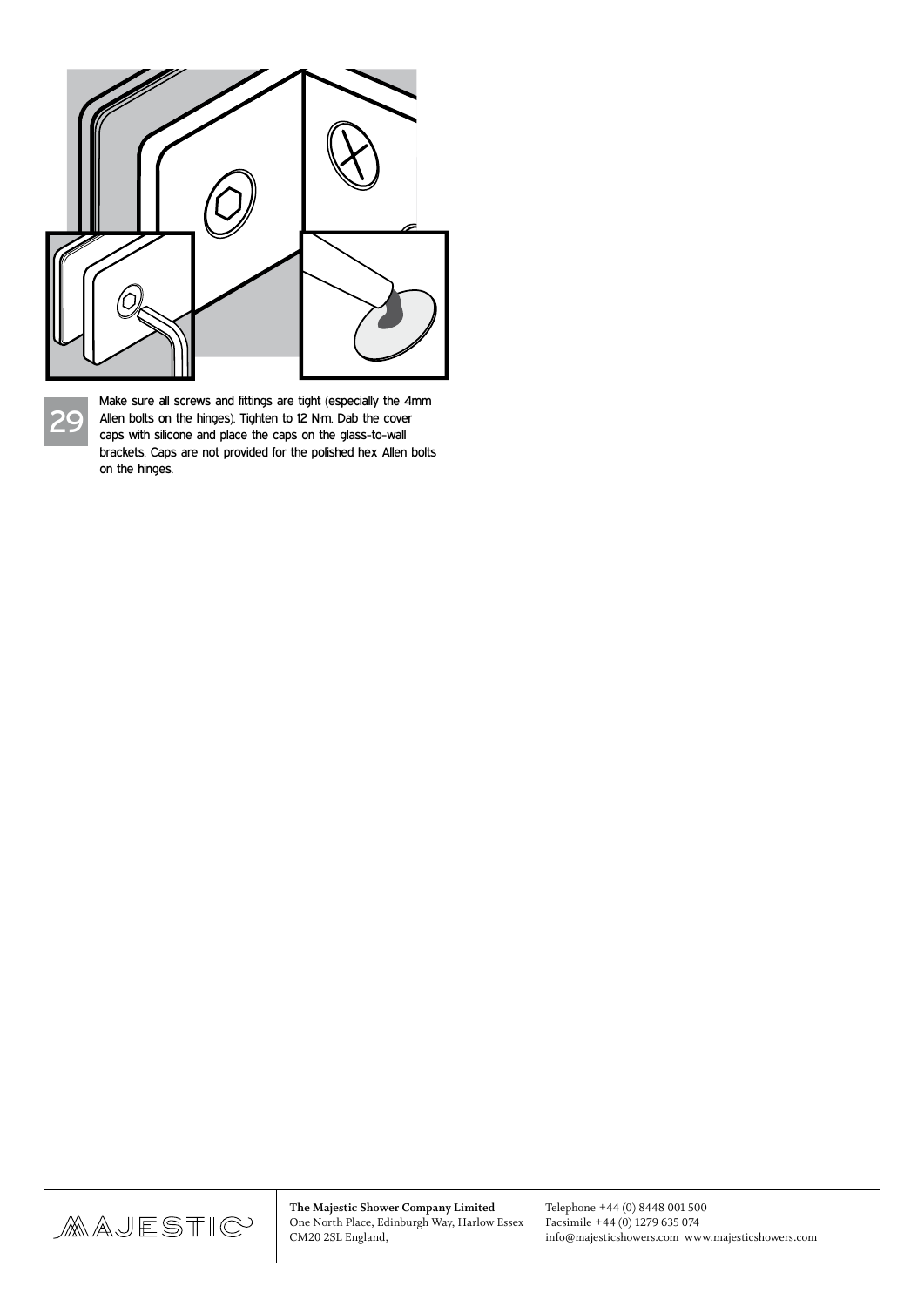29

Make sure all screws and fittings are tight (especially the 4mm Allen bolts on the hinges). Tighten to 12 N·m. Dab the cover caps with silicone and place the caps on the glass-to-wall brackets. Caps are not provided for the polished hex Allen bolts on the hinges.

**The Majestic Shower Company Limited**
One North Place, Edinburgh Way, Harlow Essex
CM20 2SL England,

Telephone +44 (0) 8448 001 500
Facsimile +44 (0) 1279 635 074
info@majesticshowers.com www.majesticshowers.com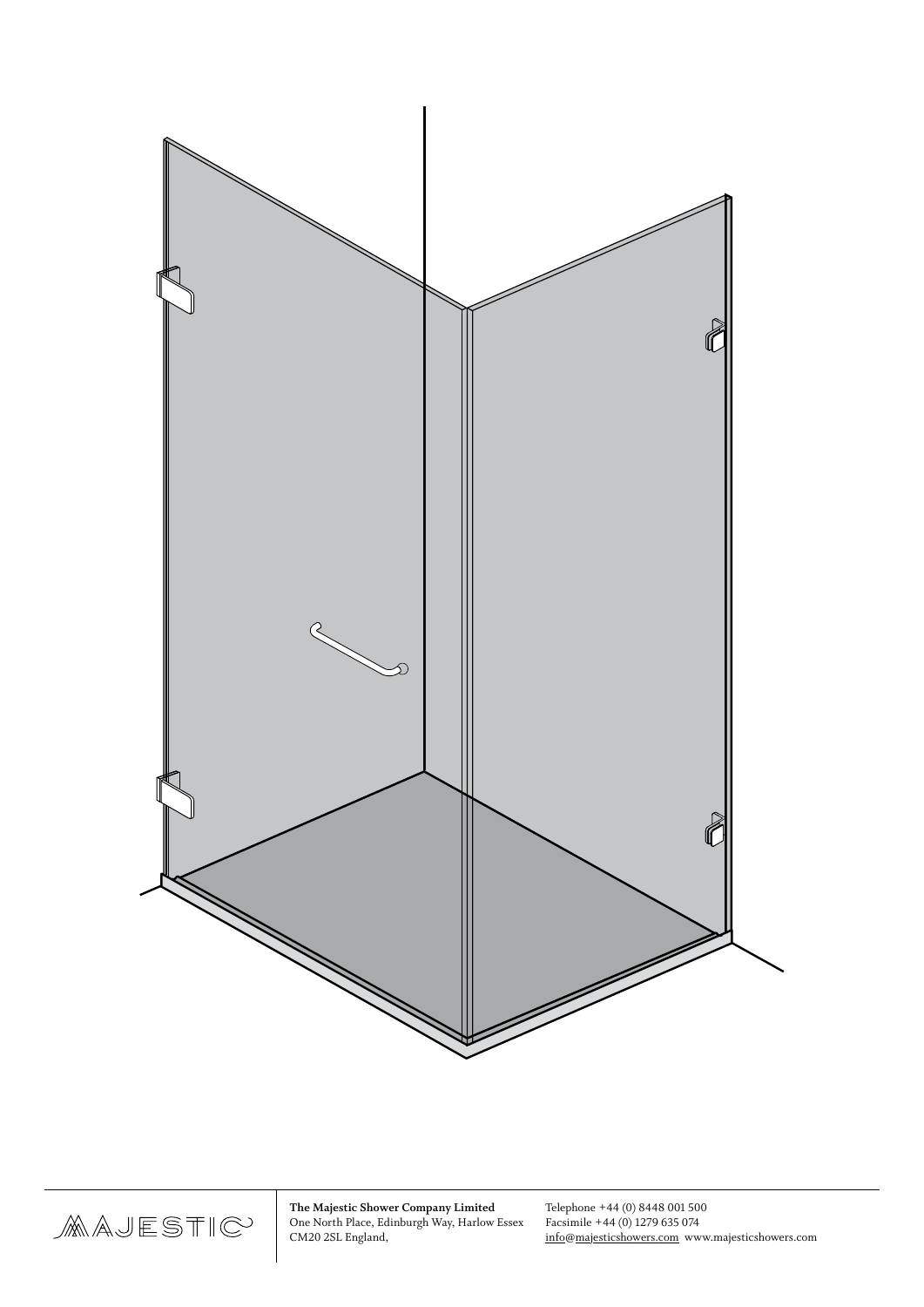MAJESTIC

**The Majestic Shower Company Limited**
One North Place, Edinburgh Way, Harlow Essex
CM20 2SL England,

Telephone +44 (0) 8448 001 500
Facsimile +44 (0) 1279 635 074
info@majesticshowers.com www.majesticshowers.com